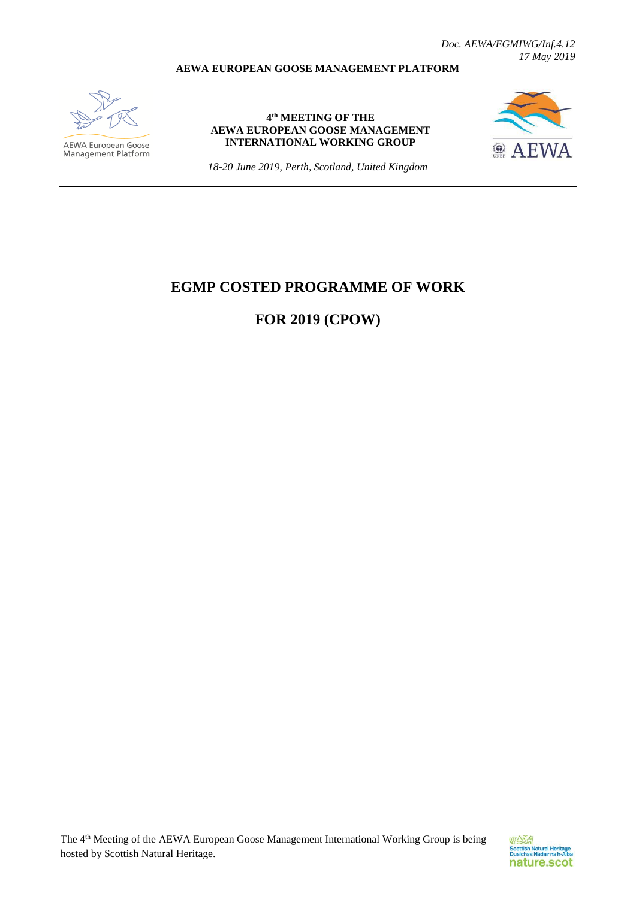*Doc. AEWA/EGMIWG/Inf.4.12*
*17 May 2019*

**AEWA EUROPEAN GOOSE MANAGEMENT PLATFORM**

AEWA European Goose Management Platform

**4th MEETING OF THE AEWA EUROPEAN GOOSE MANAGEMENT INTERNATIONAL WORKING GROUP**

*18-20 June 2019, Perth, Scotland, United Kingdom*

# EGMP COSTED PROGRAMME OF WORK

# FOR 2019 (CPOW)

The 4th Meeting of the AEWA European Goose Management International Working Group is being hosted by Scottish Natural Heritage.

Scottish Natural Heritage
Dualchas Nàdair na h-Alba
nature.scot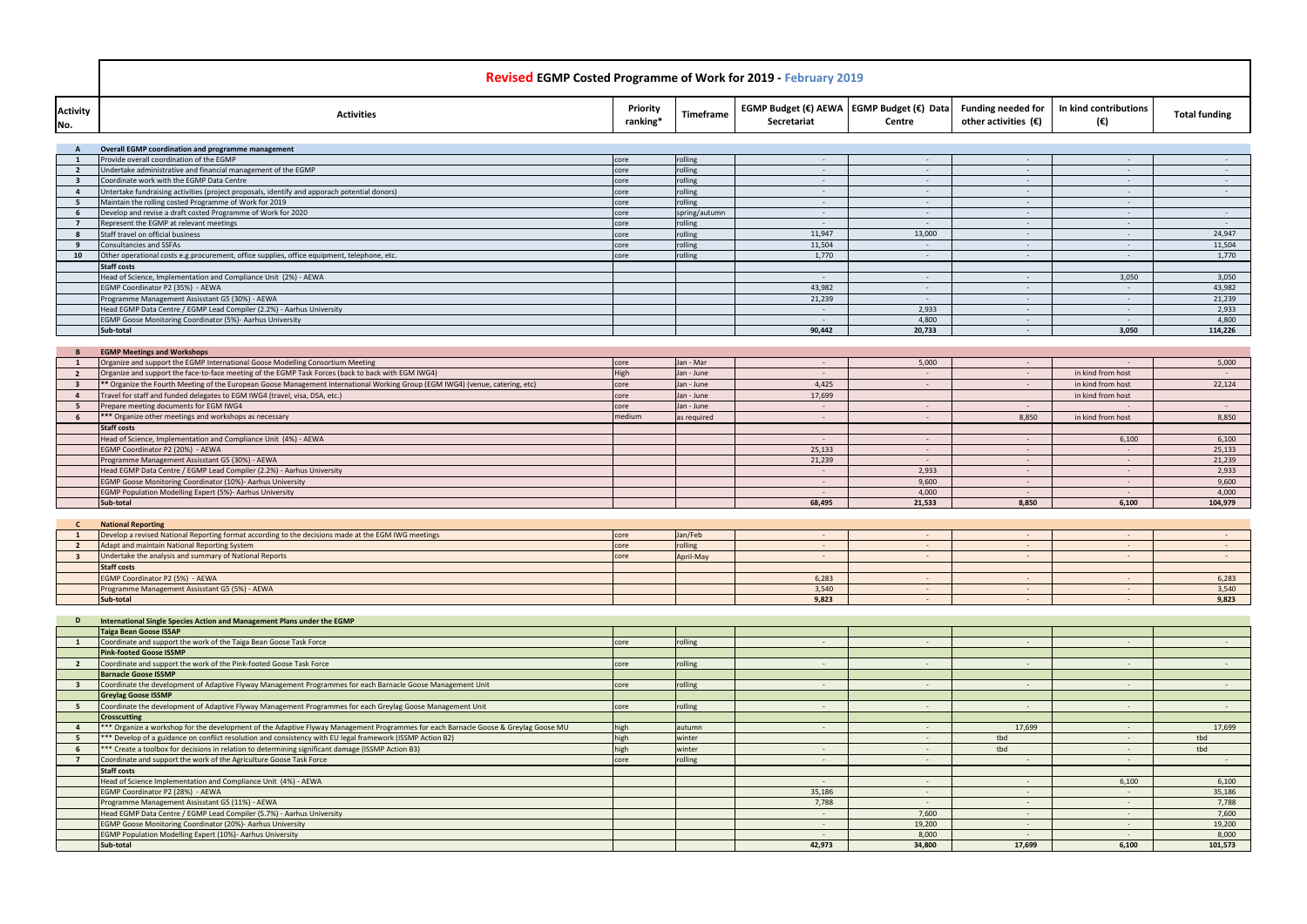# Revised EGMP Costed Programme of Work for 2019 - February 2019

| Activity No. | Activities | Priority ranking* | Timeframe | EGMP Budget (€) AEWA Secretariat | EGMP Budget (€) Data Centre | Funding needed for other activities (€) | In kind contributions (€) | Total funding |
|---|---|---|---|---|---|---|---|---|
| **A** | **Overall EGMP coordination and programme management** | | | | | | | |
| 1 | Provide overall coordination of the EGMP | core | rolling | - | - | - | - | - |
| 2 | Undertake administrative and financial management of the EGMP | core | rolling | - | - | - | - | - |
| 3 | Coordinate work with the EGMP Data Centre | core | rolling | - | - | - | - | - |
| 4 | Untertake fundraising activities (project proposals, identify and apporach potential donors) | core | rolling | - | - | - | - | - |
| 5 | Maintain the rolling costed Programme of Work for 2019 | core | rolling | - | - | - | - | |
| 6 | Develop and revise a draft costed Programme of Work for 2020 | core | spring/autumn | - | - | - | - | - |
| 7 | Represent the EGMP at relevant meetings | core | rolling | - | - | - | - | - |
| 8 | Staff travel on official business | core | rolling | 11,947 | 13,000 | - | - | 24,947 |
| 9 | Consultancies and SSFAs | core | rolling | 11,504 | - | - | - | 11,504 |
| 10 | Other operational costs e.g.procurement, office supplies, office equipment, telephone, etc. | core | rolling | 1,770 | - | - | - | 1,770 |
| | **Staff costs** | | | | | | | |
| | Head of Science, Implementation and Compliance Unit (2%) - AEWA | | | - | - | - | 3,050 | 3,050 |
| | EGMP Coordinator P2 (35%) - AEWA | | | 43,982 | - | - | - | 43,982 |
| | Programme Management Assisstant G5 (30%) - AEWA | | | 21,239 | - | - | - | 21,239 |
| | Head EGMP Data Centre / EGMP Lead Compiler (2.2%) - Aarhus University | | | - | 2,933 | - | - | 2,933 |
| | EGMP Goose Monitoring Coordinator (5%)- Aarhus University | | | - | 4,800 | - | - | 4,800 |
| | **Sub-total** | | | **90,442** | **20,733** | **-** | **3,050** | **114,226** |
| **B** | **EGMP Meetings and Workshops** | | | | | | | |
| 1 | Organize and support the EGMP International Goose Modelling Consortium Meeting | core | Jan - Mar | - | 5,000 | - | - | 5,000 |
| 2 | Organize and support the face-to-face meeting of the EGMP Task Forces (back to back with EGM IWG4) | High | Jan - June | - | - | - | in kind from host | - |
| 3 | ** Organize the Fourth Meeting of the European Goose Management International Working Group (EGM IWG4) (venue, catering, etc) | core | Jan - June | 4,425 | - | - | in kind from host | 22,124 |
| 4 | Travel for staff and funded delegates to EGM IWG4 (travel, visa, DSA, etc.) | core | Jan - June | 17,699 | | | in kind from host | |
| 5 | Prepare meeting documents for EGM IWG4 | core | Jan - June | - | - | - | - | - |
| 6 | *** Organize other meetings and workshops as necessary | medium | as required | - | - | 8,850 | in kind from host | 8,850 |
| | **Staff costs** | | | | | | | |
| | Head of Science, Implementation and Compliance Unit (4%) - AEWA | | | - | - | - | 6,100 | 6,100 |
| | EGMP Coordinator P2 (20%) - AEWA | | | 25,133 | - | - | - | 25,133 |
| | Programme Management Assisstant G5 (30%) - AEWA | | | 21,239 | - | - | - | 21,239 |
| | Head EGMP Data Centre / EGMP Lead Compiler (2.2%) - Aarhus University | | | - | 2,933 | - | - | 2,933 |
| | EGMP Goose Monitoring Coordinator (10%)- Aarhus University | | | - | 9,600 | - | - | 9,600 |
| | EGMP Population Modelling Expert (5%)- Aarhus University | | | - | 4,000 | - | - | 4,000 |
| | **Sub-total** | | | **68,495** | **21,533** | **8,850** | **6,100** | **104,979** |
| **C** | **National Reporting** | | | | | | | |
| 1 | Develop a revised National Reporting format according to the decisions made at the EGM IWG meetings | core | Jan/Feb | - | - | - | - | - |
| 2 | Adapt and maintain National Reporting System | core | rolling | - | - | - | - | - |
| 3 | Undertake the analysis and summary of National Reports | core | April-May | - | - | - | - | - |
| | **Staff costs** | | | | | | | |
| | EGMP Coordinator P2 (5%) - AEWA | | | 6,283 | - | - | - | 6,283 |
| | Programme Management Assisstant G5 (5%) - AEWA | | | 3,540 | - | - | - | 3,540 |
| | **Sub-total** | | | **9,823** | **-** | **-** | **-** | **9,823** |
| **D** | **International Single Species Action and Management Plans under the EGMP** | | | | | | | |
| | **Taiga Bean Goose ISSAP** | | | | | | | |
| 1 | Coordinate and support the work of the Taiga Bean Goose Task Force | core | rolling | - | - | - | - | - |
| | **Pink-footed Goose ISSMP** | | | | | | | |
| 2 | Coordinate and support the work of the Pink-footed Goose Task Force | core | rolling | - | - | - | - | - |
| | **Barnacle Goose ISSMP** | | | | | | | |
| 3 | Coordinate the development of Adaptive Flyway Management Programmes for each Barnacle Goose Management Unit | core | rolling | - | - | - | - | - |
| | **Greylag Goose ISSMP** | | | | | | | |
| 5 | Coordinate the development of Adaptive Flyway Management Programmes for each Greylag Goose Management Unit | core | rolling | - | - | - | - | - |
| | **Crosscutting** | | | | | | | |
| 4 | *** Organize a workshop for the development of the Adaptive Flyway Management Programmes for each Barnacle Goose & Greylag Goose MU | high | autumn | - | - | 17,699 | - | 17,699 |
| 5 | *** Develop of a guidance on conflict resolution and consistency with EU legal framework (ISSMP Action B2) | high | winter | | - | tbd | - | tbd |
| 6 | *** Create a toolbox for decisions in relation to determining significant damage (ISSMP Action B3) | high | winter | - | - | tbd | - | tbd |
| 7 | Coordinate and support the work of the Agriculture Goose Task Force | core | rolling | - | - | - | - | - |
| | **Staff costs** | | | | | | | |
| | Head of Science Implementation and Compliance Unit (4%) - AEWA | | | - | - | - | 6,100 | 6,100 |
| | EGMP Coordinator P2 (28%) - AEWA | | | 35,186 | - | - | - | 35,186 |
| | Programme Management Assisstant G5 (11%) - AEWA | | | 7,788 | - | - | - | 7,788 |
| | Head EGMP Data Centre / EGMP Lead Compiler (5.7%) - Aarhus University | | | - | 7,600 | - | - | 7,600 |
| | EGMP Goose Monitoring Coordinator (20%)- Aarhus University | | | - | 19,200 | - | - | 19,200 |
| | EGMP Population Modelling Expert (10%)- Aarhus University | | | - | 8,000 | - | - | 8,000 |
| | **Sub-total** | | | **42,973** | **34,800** | **17,699** | **6,100** | **101,573** |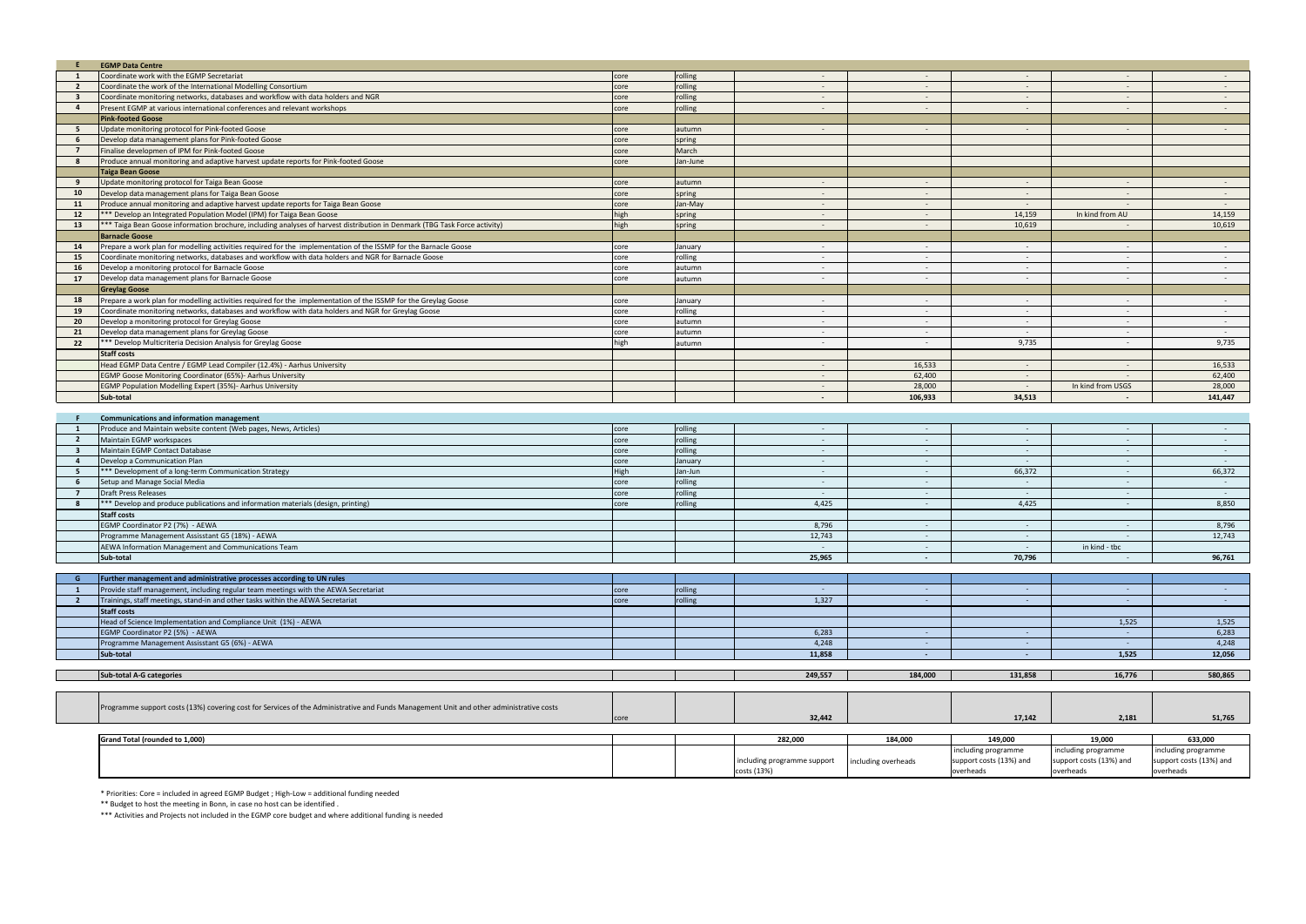| | | | | | | | | |
|---|---|---|---|---|---|---|---|---|
| **E** | **EGMP Data Centre** | | | | | | | |
| 1 | Coordinate work with the EGMP Secretariat | core | rolling | - | - | - | - | - |
| 2 | Coordinate the work of the International Modelling Consortium | core | rolling | - | - | - | - | - |
| 3 | Coordinate monitoring networks, databases and workflow with data holders and NGR | core | rolling | - | - | - | - | - |
| 4 | Present EGMP at various international conferences and relevant workshops | core | rolling | - | - | - | - | - |
| | **Pink-footed Goose** | | | | | | | |
| 5 | Update monitoring protocol for Pink-footed Goose | core | autumn | - | - | - | - | - |
| 6 | Develop data management plans for Pink-footed Goose | core | spring | | | | | |
| 7 | Finalise developmen of IPM for Pink-footed Goose | core | March | | | | | |
| 8 | Produce annual monitoring and adaptive harvest update reports for Pink-footed Goose | core | Jan-June | | | | | |
| | **Taiga Bean Goose** | | | | | | | |
| 9 | Update monitoring protocol for Taiga Bean Goose | core | autumn | - | - | - | - | - |
| 10 | Develop data management plans for Taiga Bean Goose | core | spring | - | - | - | - | - |
| 11 | Produce annual monitoring and adaptive harvest update reports for Taiga Bean Goose | core | Jan-May | - | - | - | - | - |
| 12 | *** Develop an Integrated Population Model (IPM) for Taiga Bean Goose | high | spring | - | - | 14,159 | In kind from AU | 14,159 |
| 13 | *** Taiga Bean Goose information brochure, including analyses of harvest distribution in Denmark (TBG Task Force activity) | high | spring | - | - | 10,619 | - | 10,619 |
| | **Barnacle Goose** | | | | | | | |
| 14 | Prepare a work plan for modelling activities required for the implementation of the ISSMP for the Barnacle Goose | core | January | - | - | - | - | - |
| 15 | Coordinate monitoring networks, databases and workflow with data holders and NGR for Barnacle Goose | core | rolling | - | - | - | - | - |
| 16 | Develop a monitoring protocol for Barnacle Goose | core | autumn | - | - | - | - | - |
| 17 | Develop data management plans for Barnacle Goose | core | autumn | - | - | - | - | - |
| | **Greylag Goose** | | | | | | | |
| 18 | Prepare a work plan for modelling activities required for the implementation of the ISSMP for the Greylag Goose | core | January | - | - | - | - | - |
| 19 | Coordinate monitoring networks, databases and workflow with data holders and NGR for Greylag Goose | core | rolling | - | - | - | - | - |
| 20 | Develop a monitoring protocol for Greylag Goose | core | autumn | - | - | - | - | - |
| 21 | Develop data management plans for Greylag Goose | core | autumn | - | - | - | - | - |
| 22 | *** Develop Multicriteria Decision Analysis for Greylag Goose | high | autumn | - | - | 9,735 | - | 9,735 |
| | **Staff costs** | | | | | | | |
| | Head EGMP Data Centre / EGMP Lead Compiler (12.4%) - Aarhus University | | | - | 16,533 | - | - | 16,533 |
| | EGMP Goose Monitoring Coordinator (65%)- Aarhus University | | | - | 62,400 | - | - | 62,400 |
| | EGMP Population Modelling Expert (35%)- Aarhus University | | | - | 28,000 | - | In kind from USGS | 28,000 |
| | **Sub-total** | | | - | 106,933 | 34,513 | - | 141,447 |
| **F** | **Communications and information management** | | | | | | | |
| 1 | Produce and Maintain website content (Web pages, News, Articles) | core | rolling | - | - | - | - | - |
| 2 | Maintain EGMP workspaces | core | rolling | - | - | - | - | - |
| 3 | Maintain EGMP Contact Database | core | rolling | - | - | - | - | - |
| 4 | Develop a Communication Plan | core | January | - | - | - | - | - |
| 5 | *** Development of a long-term Communication Strategy | High | Jan-Jun | - | - | 66,372 | - | 66,372 |
| 6 | Setup and Manage Social Media | core | rolling | - | - | - | - | - |
| 7 | Draft Press Releases | core | rolling | - | - | - | - | - |
| 8 | *** Develop and produce publications and information materials (design, printing) | core | rolling | 4,425 | - | 4,425 | - | 8,850 |
| | **Staff costs** | | | | | | | |
| | EGMP Coordinator P2 (7%) - AEWA | | | 8,796 | - | - | - | 8,796 |
| | Programme Management Assisstant G5 (18%) - AEWA | | | 12,743 | - | - | - | 12,743 |
| | AEWA Information Management and Communications Team | | | - | - | - | in kind - tbc | |
| | **Sub-total** | | | 25,965 | - | 70,796 | - | 96,761 |
| **G** | **Further management and administrative processes according to UN rules** | | | | | | | |
| 1 | Provide staff management, including regular team meetings with the AEWA Secretariat | core | rolling | - | - | - | - | - |
| 2 | Trainings, staff meetings, stand-in and other tasks within the AEWA Secretariat | core | rolling | 1,327 | - | - | - | - |
| | **Staff costs** | | | | | | | |
| | Head of Science Implementation and Compliance Unit (1%) - AEWA | | | | | | 1,525 | 1,525 |
| | EGMP Coordinator P2 (5%) - AEWA | | | 6,283 | - | - | - | 6,283 |
| | Programme Management Assisstant G5 (6%) - AEWA | | | 4,248 | - | - | - | 4,248 |
| | **Sub-total** | | | 11,858 | - | - | 1,525 | 12,056 |
| | **Sub-total A-G categories** | | | 249,557 | 184,000 | 131,858 | 16,776 | 580,865 |
| | Programme support costs (13%) covering cost for Services of the Administrative and Funds Management Unit and other administrative costs | core | | 32,442 | | 17,142 | 2,181 | 51,765 |
| | **Grand Total (rounded to 1,000)** | | | 282,000 | 184,000 | 149,000 | 19,000 | 633,000 |
| | | | | including programme support costs (13%) | including overheads | including programme support costs (13%) and overheads | including programme support costs (13%) and overheads | including programme support costs (13%) and overheads |

\* Priorities: Core = included in agreed EGMP Budget ; High-Low = additional funding needed

\** Budget to host the meeting in Bonn, in case no host can be identified .

\*** Activities and Projects not included in the EGMP core budget and where additional funding is needed